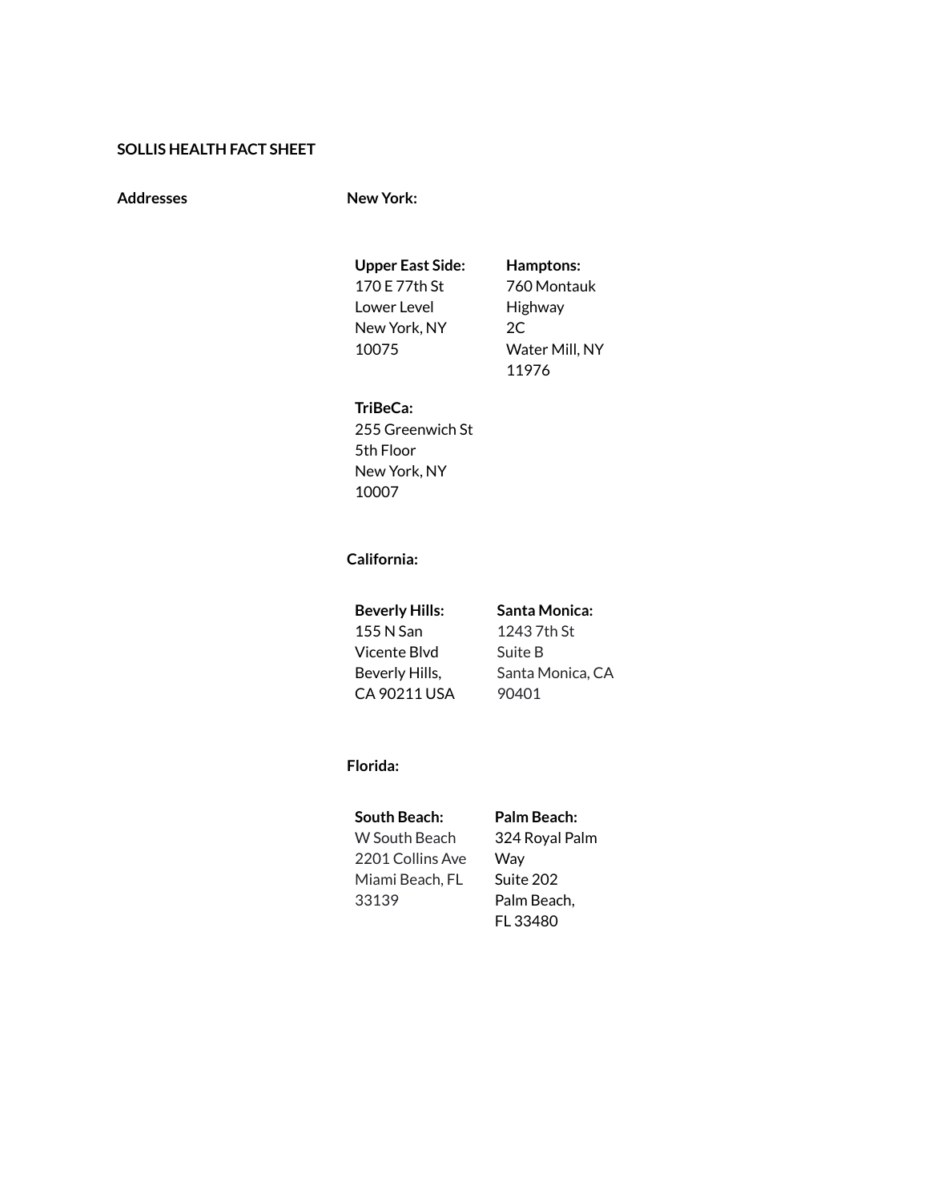**SOLLIS HEALTH FACT SHEET**

**Addresses**

**New York:**

**Upper East Side:**
170 E 77th St
Lower Level
New York, NY
10075

**Hamptons:**
760 Montauk
Highway
2C
Water Mill, NY
11976

**TriBeCa:**
255 Greenwich St
5th Floor
New York, NY
10007

**California:**

**Beverly Hills:**
155 N San
Vicente Blvd
Beverly Hills,
CA 90211 USA

**Santa Monica:**
1243 7th St
Suite B
Santa Monica, CA
90401

**Florida:**

**South Beach:**
W South Beach
2201 Collins Ave
Miami Beach, FL
33139

**Palm Beach:**
324 Royal Palm
Way
Suite 202
Palm Beach,
FL 33480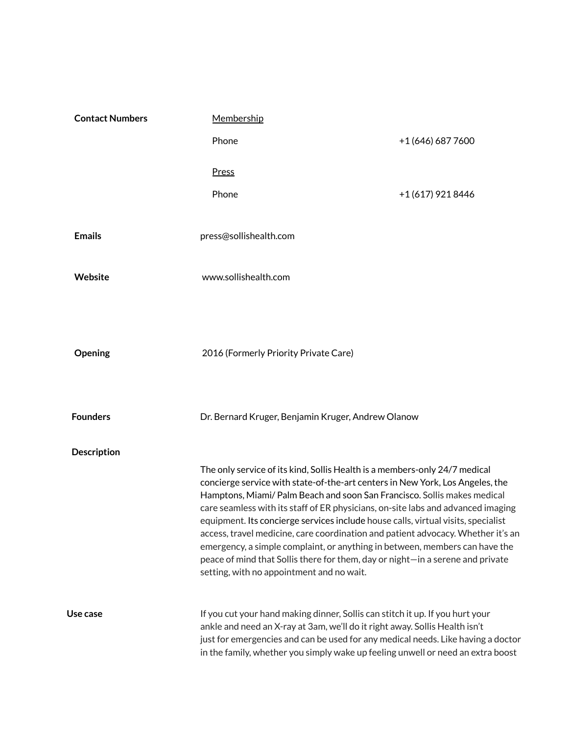| | | |
|---|---|---|
| **Contact Numbers** | Membership | |
| | Phone | +1 (646) 687 7600 |
| | Press | |
| | Phone | +1 (617) 921 8446 |
| **Emails** | press@sollishealth.com | |
| **Website** | www.sollishealth.com | |
| **Opening** | 2016 (Formerly Priority Private Care) | |
| **Founders** | Dr. Bernard Kruger, Benjamin Kruger, Andrew Olanow | |

**Description**

The only service of its kind, Sollis Health is a members-only 24/7 medical concierge service with state-of-the-art centers in New York, Los Angeles, the Hamptons, Miami/ Palm Beach and soon San Francisco. Sollis makes medical care seamless with its staff of ER physicians, on-site labs and advanced imaging equipment. Its concierge services include house calls, virtual visits, specialist access, travel medicine, care coordination and patient advocacy. Whether it's an emergency, a simple complaint, or anything in between, members can have the peace of mind that Sollis there for them, day or night—in a serene and private setting, with no appointment and no wait.

**Use case**

If you cut your hand making dinner, Sollis can stitch it up. If you hurt your ankle and need an X-ray at 3am, we'll do it right away. Sollis Health isn't just for emergencies and can be used for any medical needs. Like having a doctor in the family, whether you simply wake up feeling unwell or need an extra boost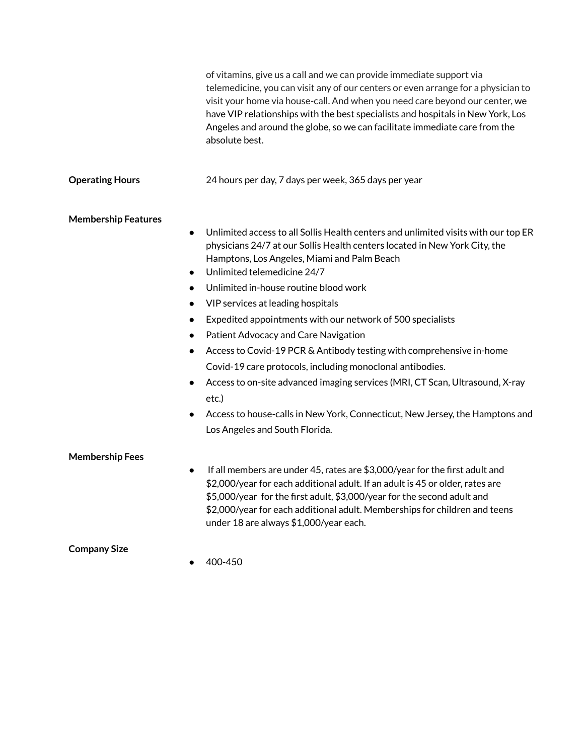of vitamins, give us a call and we can provide immediate support via telemedicine, you can visit any of our centers or even arrange for a physician to visit your home via house-call. And when you need care beyond our center, we have VIP relationships with the best specialists and hospitals in New York, Los Angeles and around the globe, so we can facilitate immediate care from the absolute best.

**Operating Hours**

24 hours per day, 7 days per week, 365 days per year

**Membership Features**

- Unlimited access to all Sollis Health centers and unlimited visits with our top ER physicians 24/7 at our Sollis Health centers located in New York City, the Hamptons, Los Angeles, Miami and Palm Beach
- Unlimited telemedicine 24/7
- Unlimited in-house routine blood work
- VIP services at leading hospitals
- Expedited appointments with our network of 500 specialists
- Patient Advocacy and Care Navigation
- Access to Covid-19 PCR & Antibody testing with comprehensive in-home Covid-19 care protocols, including monoclonal antibodies.
- Access to on-site advanced imaging services (MRI, CT Scan, Ultrasound, X-ray etc.)
- Access to house-calls in New York, Connecticut, New Jersey, the Hamptons and Los Angeles and South Florida.

**Membership Fees**

- If all members are under 45, rates are $3,000/year for the first adult and $2,000/year for each additional adult. If an adult is 45 or older, rates are $5,000/year for the first adult, $3,000/year for the second adult and $2,000/year for each additional adult. Memberships for children and teens under 18 are always $1,000/year each.

**Company Size**

- 400-450